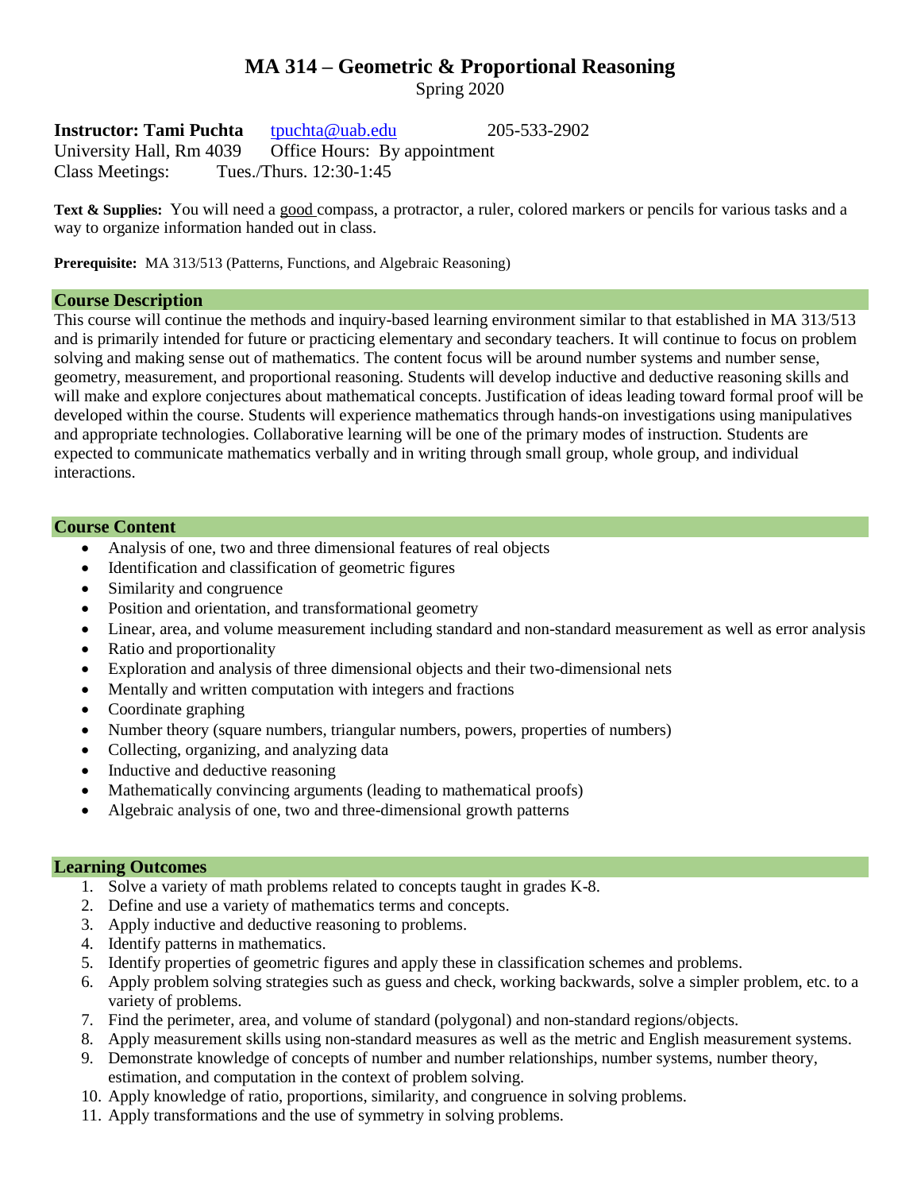# MA 314 – Geometric & Proportional Reasoning

Spring 2020

**Instructor: Tami Puchta** tpuchta@uab.edu 205-533-2902
University Hall, Rm 4039 Office Hours: By appointment
Class Meetings: Tues./Thurs. 12:30-1:45

**Text & Supplies:** You will need a good compass, a protractor, a ruler, colored markers or pencils for various tasks and a way to organize information handed out in class.

**Prerequisite:** MA 313/513 (Patterns, Functions, and Algebraic Reasoning)

## Course Description

This course will continue the methods and inquiry-based learning environment similar to that established in MA 313/513 and is primarily intended for future or practicing elementary and secondary teachers. It will continue to focus on problem solving and making sense out of mathematics. The content focus will be around number systems and number sense, geometry, measurement, and proportional reasoning. Students will develop inductive and deductive reasoning skills and will make and explore conjectures about mathematical concepts. Justification of ideas leading toward formal proof will be developed within the course. Students will experience mathematics through hands-on investigations using manipulatives and appropriate technologies. Collaborative learning will be one of the primary modes of instruction. Students are expected to communicate mathematics verbally and in writing through small group, whole group, and individual interactions.

## Course Content

- Analysis of one, two and three dimensional features of real objects
- Identification and classification of geometric figures
- Similarity and congruence
- Position and orientation, and transformational geometry
- Linear, area, and volume measurement including standard and non-standard measurement as well as error analysis
- Ratio and proportionality
- Exploration and analysis of three dimensional objects and their two-dimensional nets
- Mentally and written computation with integers and fractions
- Coordinate graphing
- Number theory (square numbers, triangular numbers, powers, properties of numbers)
- Collecting, organizing, and analyzing data
- Inductive and deductive reasoning
- Mathematically convincing arguments (leading to mathematical proofs)
- Algebraic analysis of one, two and three-dimensional growth patterns

## Learning Outcomes

1. Solve a variety of math problems related to concepts taught in grades K-8.
2. Define and use a variety of mathematics terms and concepts.
3. Apply inductive and deductive reasoning to problems.
4. Identify patterns in mathematics.
5. Identify properties of geometric figures and apply these in classification schemes and problems.
6. Apply problem solving strategies such as guess and check, working backwards, solve a simpler problem, etc. to a variety of problems.
7. Find the perimeter, area, and volume of standard (polygonal) and non-standard regions/objects.
8. Apply measurement skills using non-standard measures as well as the metric and English measurement systems.
9. Demonstrate knowledge of concepts of number and number relationships, number systems, number theory, estimation, and computation in the context of problem solving.
10. Apply knowledge of ratio, proportions, similarity, and congruence in solving problems.
11. Apply transformations and the use of symmetry in solving problems.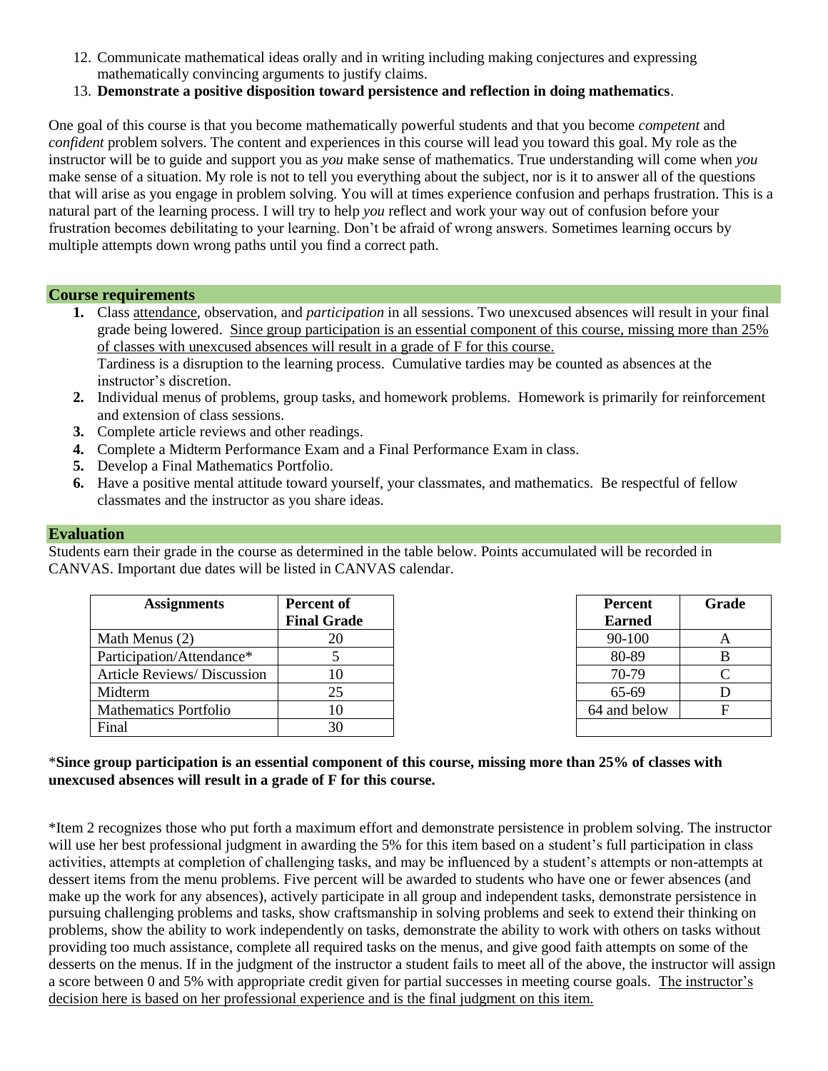12. Communicate mathematical ideas orally and in writing including making conjectures and expressing mathematically convincing arguments to justify claims.
13. **Demonstrate a positive disposition toward persistence and reflection in doing mathematics**.

One goal of this course is that you become mathematically powerful students and that you become *competent* and *confident* problem solvers. The content and experiences in this course will lead you toward this goal. My role as the instructor will be to guide and support you as *you* make sense of mathematics. True understanding will come when *you* make sense of a situation. My role is not to tell you everything about the subject, nor is it to answer all of the questions that will arise as you engage in problem solving. You will at times experience confusion and perhaps frustration. This is a natural part of the learning process. I will try to help *you* reflect and work your way out of confusion before your frustration becomes debilitating to your learning. Don't be afraid of wrong answers. Sometimes learning occurs by multiple attempts down wrong paths until you find a correct path.

## Course requirements

1. Class attendance, observation, and *participation* in all sessions. Two unexcused absences will result in your final grade being lowered. Since group participation is an essential component of this course, missing more than 25% of classes with unexcused absences will result in a grade of F for this course.
   Tardiness is a disruption to the learning process. Cumulative tardies may be counted as absences at the instructor's discretion.
2. Individual menus of problems, group tasks, and homework problems. Homework is primarily for reinforcement and extension of class sessions.
3. Complete article reviews and other readings.
4. Complete a Midterm Performance Exam and a Final Performance Exam in class.
5. Develop a Final Mathematics Portfolio.
6. Have a positive mental attitude toward yourself, your classmates, and mathematics. Be respectful of fellow classmates and the instructor as you share ideas.

## Evaluation

Students earn their grade in the course as determined in the table below. Points accumulated will be recorded in CANVAS. Important due dates will be listed in CANVAS calendar.

| Assignments | Percent of Final Grade |
|---|---|
| Math Menus (2) | 20 |
| Participation/Attendance* | 5 |
| Article Reviews/ Discussion | 10 |
| Midterm | 25 |
| Mathematics Portfolio | 10 |
| Final | 30 |

| Percent Earned | Grade |
|---|---|
| 90-100 | A |
| 80-89 | B |
| 70-79 | C |
| 65-69 | D |
| 64 and below | F |

\***Since group participation is an essential component of this course, missing more than 25% of classes with unexcused absences will result in a grade of F for this course.**

*Item 2 recognizes those who put forth a maximum effort and demonstrate persistence in problem solving. The instructor will use her best professional judgment in awarding the 5% for this item based on a student's full participation in class activities, attempts at completion of challenging tasks, and may be influenced by a student's attempts or non-attempts at dessert items from the menu problems. Five percent will be awarded to students who have one or fewer absences (and make up the work for any absences), actively participate in all group and independent tasks, demonstrate persistence in pursuing challenging problems and tasks, show craftsmanship in solving problems and seek to extend their thinking on problems, show the ability to work independently on tasks, demonstrate the ability to work with others on tasks without providing too much assistance, complete all required tasks on the menus, and give good faith attempts on some of the desserts on the menus. If in the judgment of the instructor a student fails to meet all of the above, the instructor will assign a score between 0 and 5% with appropriate credit given for partial successes in meeting course goals. The instructor's decision here is based on her professional experience and is the final judgment on this item.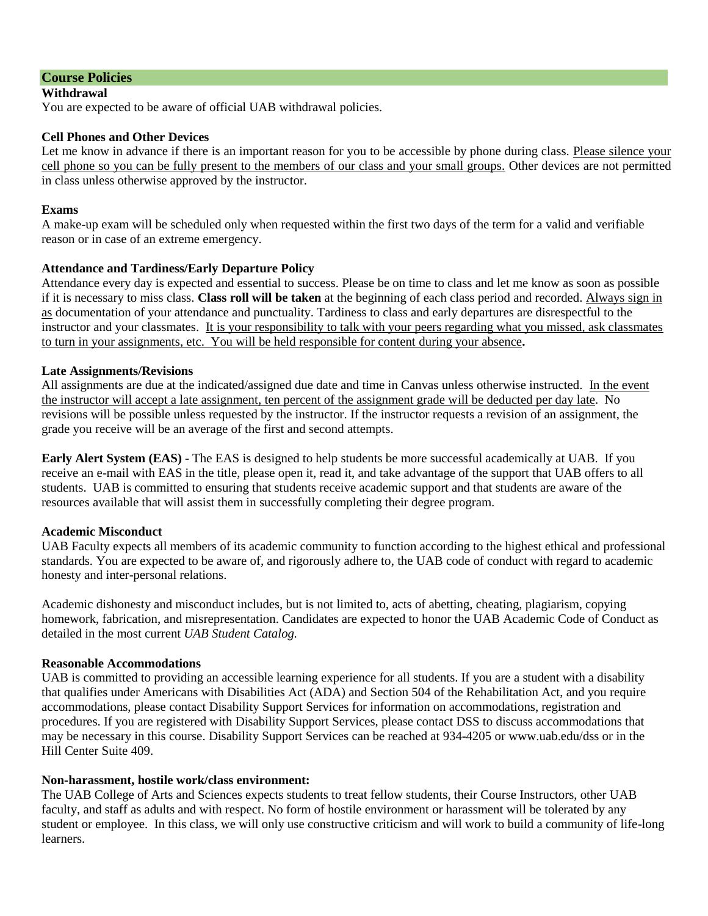## Course Policies

### Withdrawal

You are expected to be aware of official UAB withdrawal policies.

### Cell Phones and Other Devices

Let me know in advance if there is an important reason for you to be accessible by phone during class. Please silence your cell phone so you can be fully present to the members of our class and your small groups. Other devices are not permitted in class unless otherwise approved by the instructor.

### Exams

A make-up exam will be scheduled only when requested within the first two days of the term for a valid and verifiable reason or in case of an extreme emergency.

### Attendance and Tardiness/Early Departure Policy

Attendance every day is expected and essential to success. Please be on time to class and let me know as soon as possible if it is necessary to miss class. **Class roll will be taken** at the beginning of each class period and recorded. Always sign in as documentation of your attendance and punctuality. Tardiness to class and early departures are disrespectful to the instructor and your classmates. It is your responsibility to talk with your peers regarding what you missed, ask classmates to turn in your assignments, etc. You will be held responsible for content during your absence**.**

### Late Assignments/Revisions

All assignments are due at the indicated/assigned due date and time in Canvas unless otherwise instructed. In the event the instructor will accept a late assignment, ten percent of the assignment grade will be deducted per day late. No revisions will be possible unless requested by the instructor. If the instructor requests a revision of an assignment, the grade you receive will be an average of the first and second attempts.

**Early Alert System (EAS)** - The EAS is designed to help students be more successful academically at UAB. If you receive an e-mail with EAS in the title, please open it, read it, and take advantage of the support that UAB offers to all students. UAB is committed to ensuring that students receive academic support and that students are aware of the resources available that will assist them in successfully completing their degree program.

### Academic Misconduct

UAB Faculty expects all members of its academic community to function according to the highest ethical and professional standards. You are expected to be aware of, and rigorously adhere to, the UAB code of conduct with regard to academic honesty and inter-personal relations.

Academic dishonesty and misconduct includes, but is not limited to, acts of abetting, cheating, plagiarism, copying homework, fabrication, and misrepresentation. Candidates are expected to honor the UAB Academic Code of Conduct as detailed in the most current *UAB Student Catalog.*

### Reasonable Accommodations

UAB is committed to providing an accessible learning experience for all students. If you are a student with a disability that qualifies under Americans with Disabilities Act (ADA) and Section 504 of the Rehabilitation Act, and you require accommodations, please contact Disability Support Services for information on accommodations, registration and procedures. If you are registered with Disability Support Services, please contact DSS to discuss accommodations that may be necessary in this course. Disability Support Services can be reached at 934-4205 or www.uab.edu/dss or in the Hill Center Suite 409.

### Non-harassment, hostile work/class environment:

The UAB College of Arts and Sciences expects students to treat fellow students, their Course Instructors, other UAB faculty, and staff as adults and with respect. No form of hostile environment or harassment will be tolerated by any student or employee. In this class, we will only use constructive criticism and will work to build a community of life-long learners.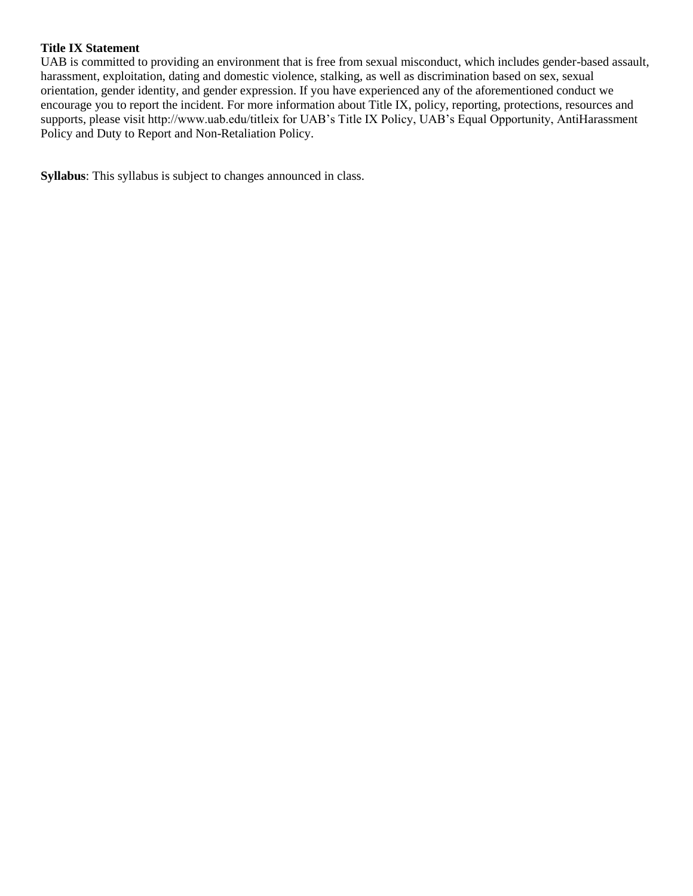**Title IX Statement**
UAB is committed to providing an environment that is free from sexual misconduct, which includes gender-based assault, harassment, exploitation, dating and domestic violence, stalking, as well as discrimination based on sex, sexual orientation, gender identity, and gender expression. If you have experienced any of the aforementioned conduct we encourage you to report the incident. For more information about Title IX, policy, reporting, protections, resources and supports, please visit http://www.uab.edu/titleix for UAB's Title IX Policy, UAB's Equal Opportunity, AntiHarassment Policy and Duty to Report and Non-Retaliation Policy.

**Syllabus**: This syllabus is subject to changes announced in class.